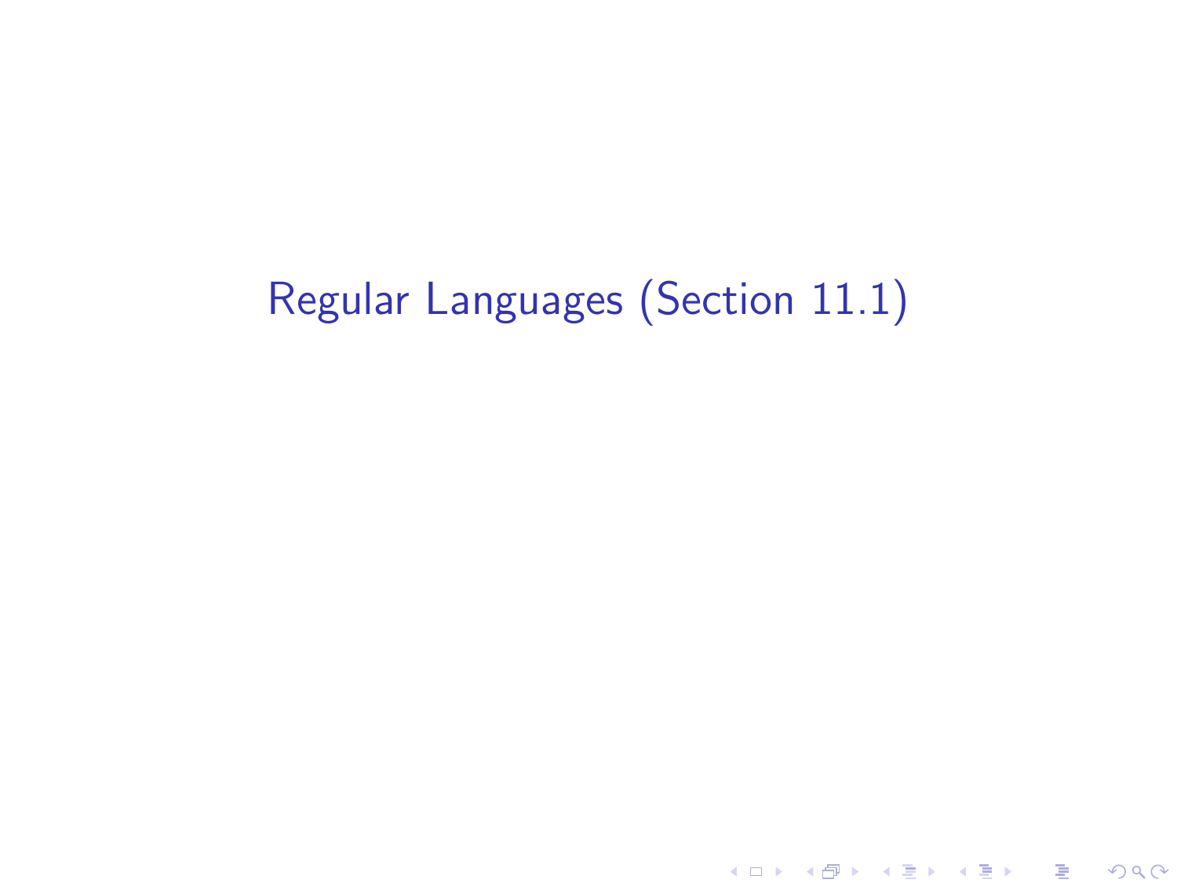# Regular Languages (Section 11.1)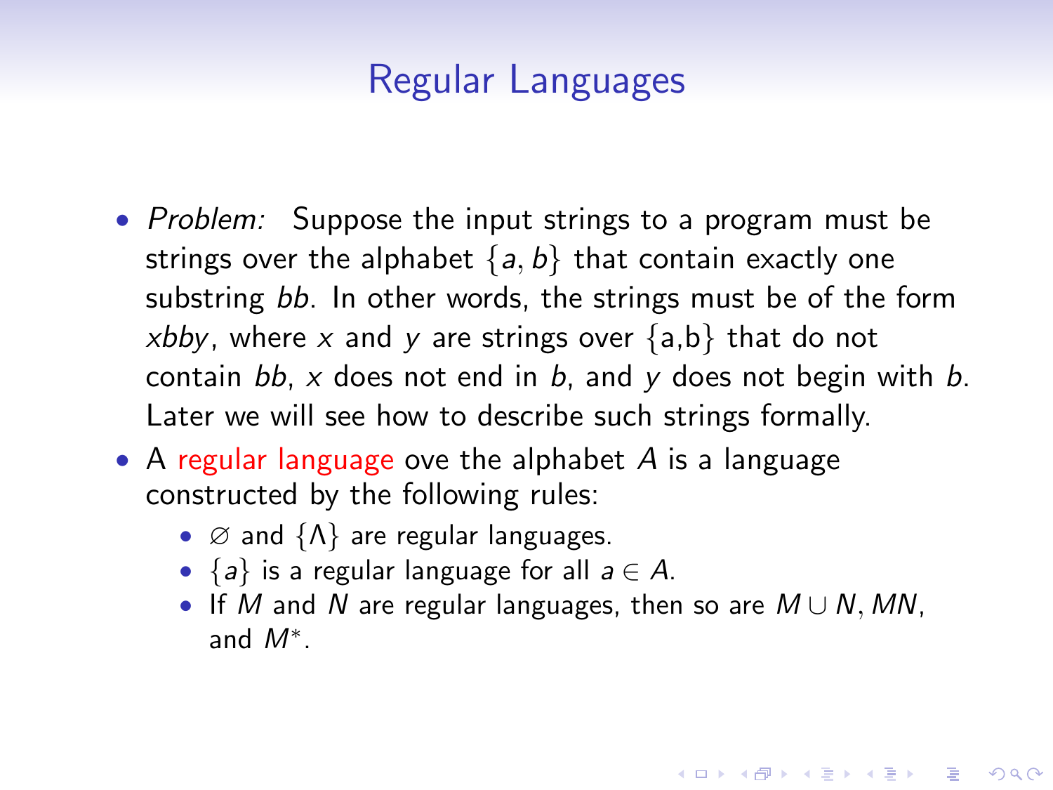# Regular Languages

- *Problem:* Suppose the input strings to a program must be strings over the alphabet $\{a, b\}$ that contain exactly one substring $bb$. In other words, the strings must be of the form $xbby$, where $x$ and $y$ are strings over {a,b} that do not contain $bb$, $x$ does not end in $b$, and $y$ does not begin with $b$. Later we will see how to describe such strings formally.
- A regular language ove the alphabet $A$ is a language constructed by the following rules:
  - $\varnothing$ and $\{\Lambda\}$ are regular languages.
  - $\{a\}$ is a regular language for all $a \in A$.
  - If $M$ and $N$ are regular languages, then so are $M \cup N$, $MN$, and $M^*$.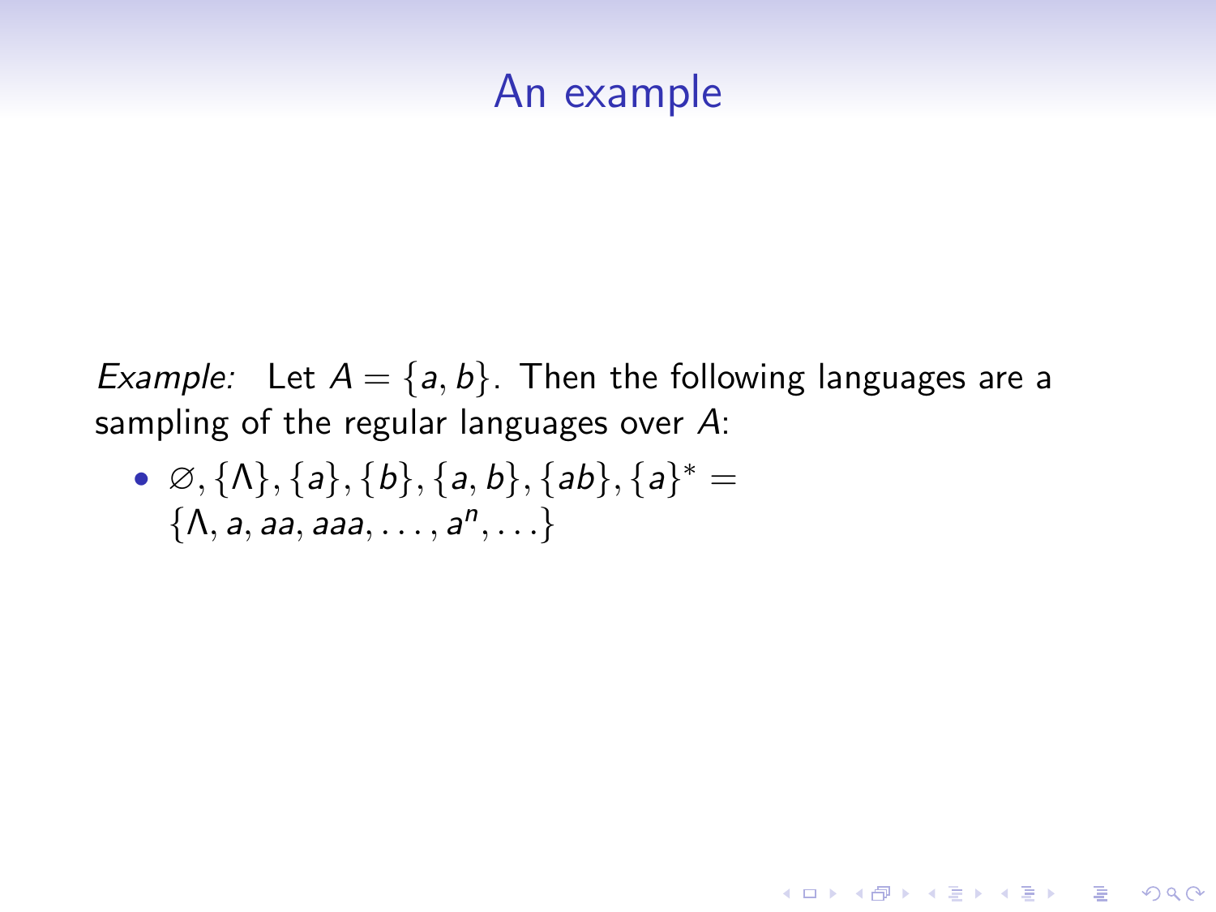# An example

*Example:* Let $A = \{a, b\}$. Then the following languages are a sampling of the regular languages over $A$:

- $\varnothing, \{\Lambda\}, \{a\}, \{b\}, \{a, b\}, \{ab\}, \{a\}^* = \{\Lambda, a, aa, aaa, \ldots, a^n, \ldots\}$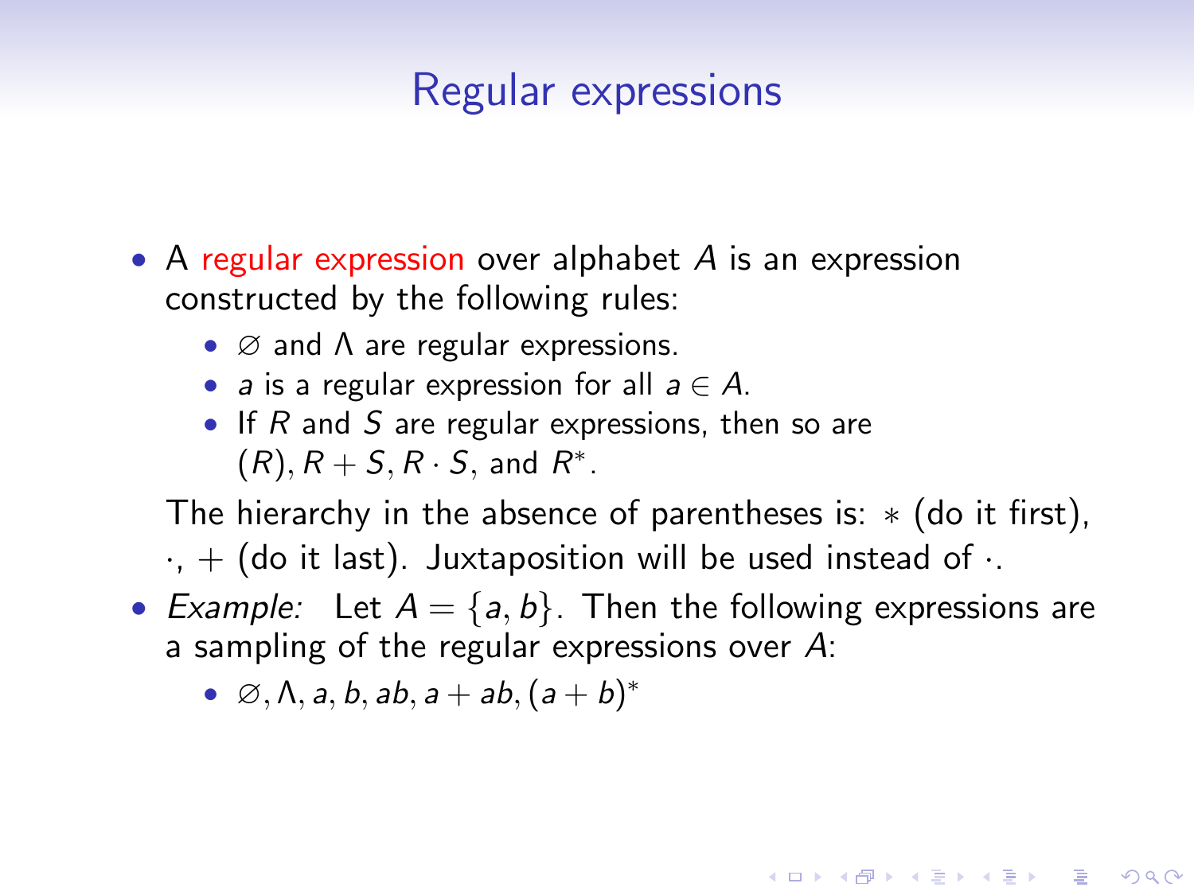# Regular expressions

- A regular expression over alphabet $A$ is an expression constructed by the following rules:
  - $\varnothing$ and $\Lambda$ are regular expressions.
  - $a$ is a regular expression for all $a \in A$.
  - If $R$ and $S$ are regular expressions, then so are $(R), R + S, R \cdot S$, and $R^*$.

  The hierarchy in the absence of parentheses is: $*$ (do it first), $\cdot$, $+$ (do it last). Juxtaposition will be used instead of $\cdot$.
- *Example:* Let $A = \{a, b\}$. Then the following expressions are a sampling of the regular expressions over $A$:
  - $\varnothing, \Lambda, a, b, ab, a + ab, (a + b)^*$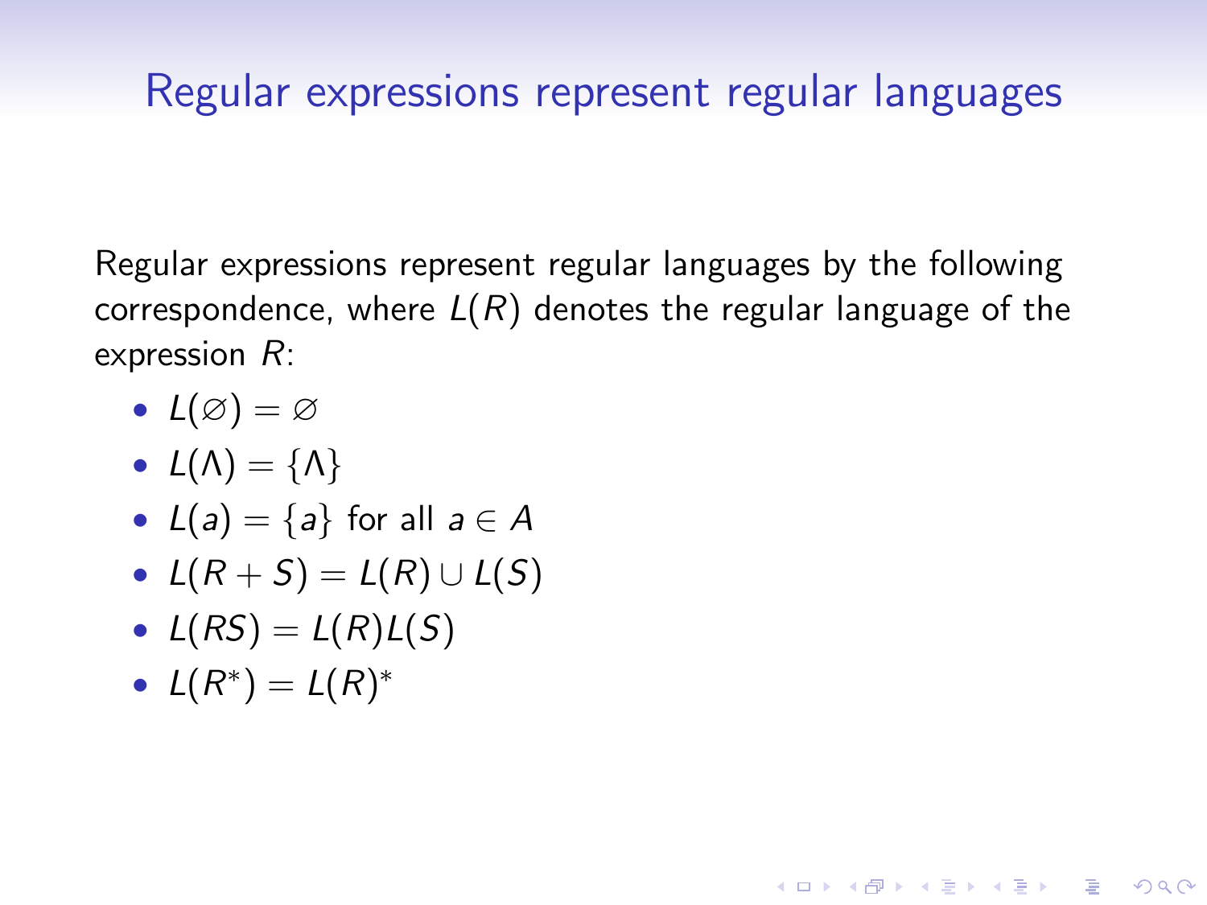# Regular expressions represent regular languages

Regular expressions represent regular languages by the following correspondence, where $L(R)$ denotes the regular language of the expression $R$:

- $L(\varnothing) = \varnothing$
- $L(\Lambda) = \{\Lambda\}$
- $L(a) = \{a\}$ for all $a \in A$
- $L(R + S) = L(R) \cup L(S)$
- $L(RS) = L(R)L(S)$
- $L(R^*) = L(R)^*$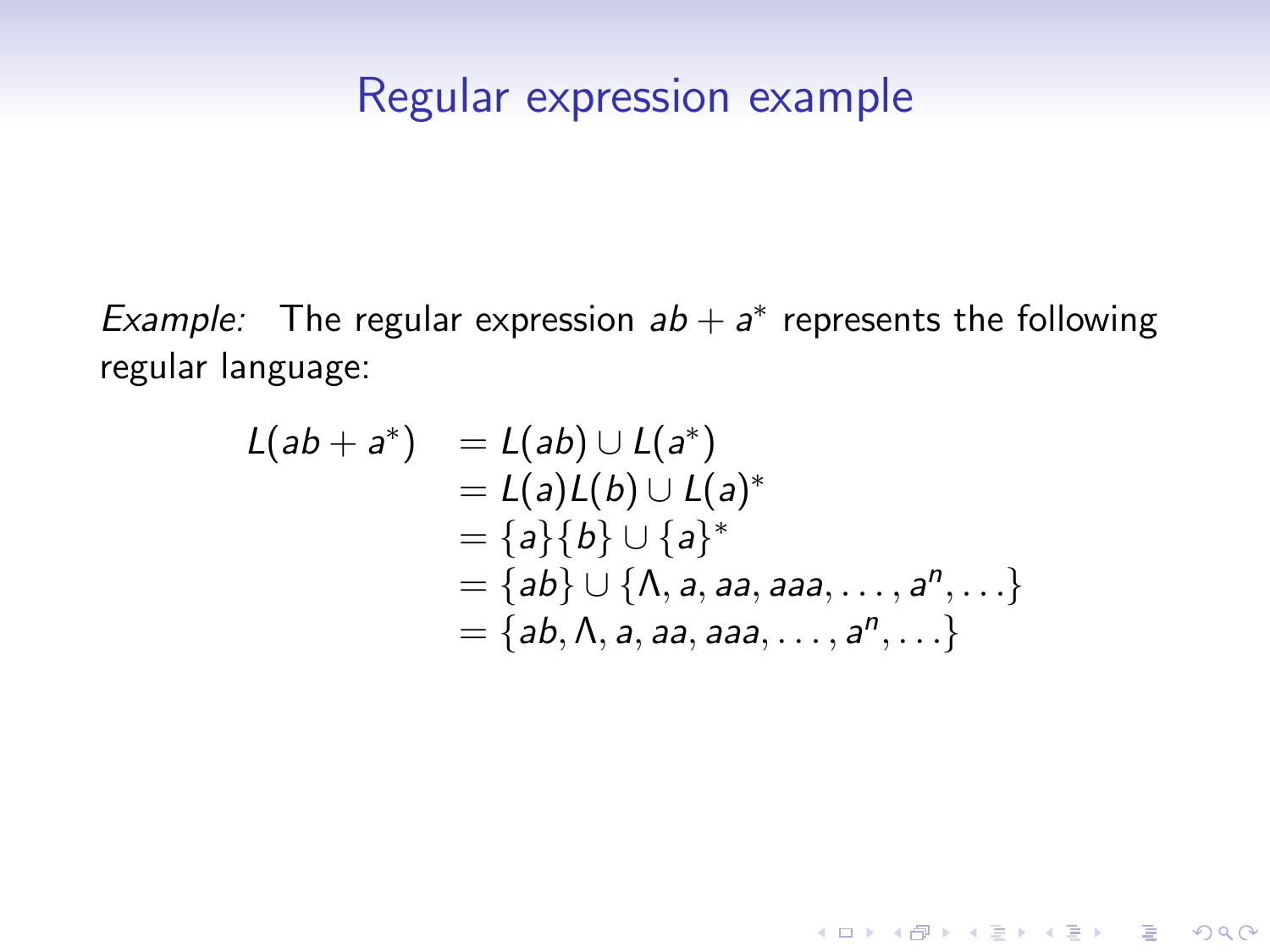# Regular expression example

*Example:* The regular expression $ab + a^*$ represents the following regular language:

$$
\begin{aligned}
L(ab + a^*) &= L(ab) \cup L(a^*) \\
&= L(a)L(b) \cup L(a)^* \\
&= \{a\}\{b\} \cup \{a\}^* \\
&= \{ab\} \cup \{\Lambda, a, aa, aaa, \ldots, a^n, \ldots\} \\
&= \{ab, \Lambda, a, aa, aaa, \ldots, a^n, \ldots\}
\end{aligned}
$$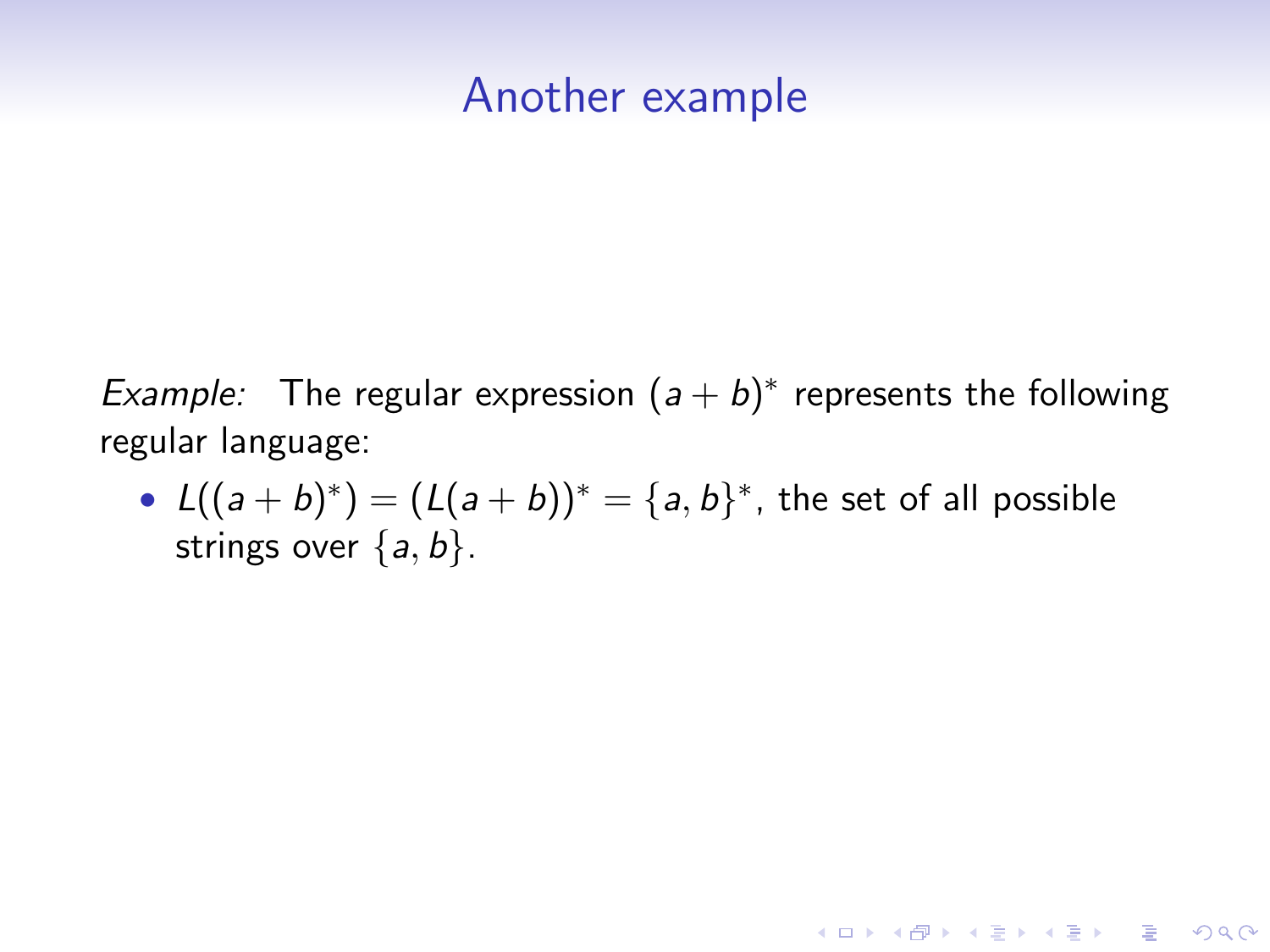## Another example

*Example:* The regular expression $(a + b)^*$ represents the following regular language:

- $L((a + b)^*) = (L(a + b))^* = \{a, b\}^*$, the set of all possible strings over $\{a, b\}$.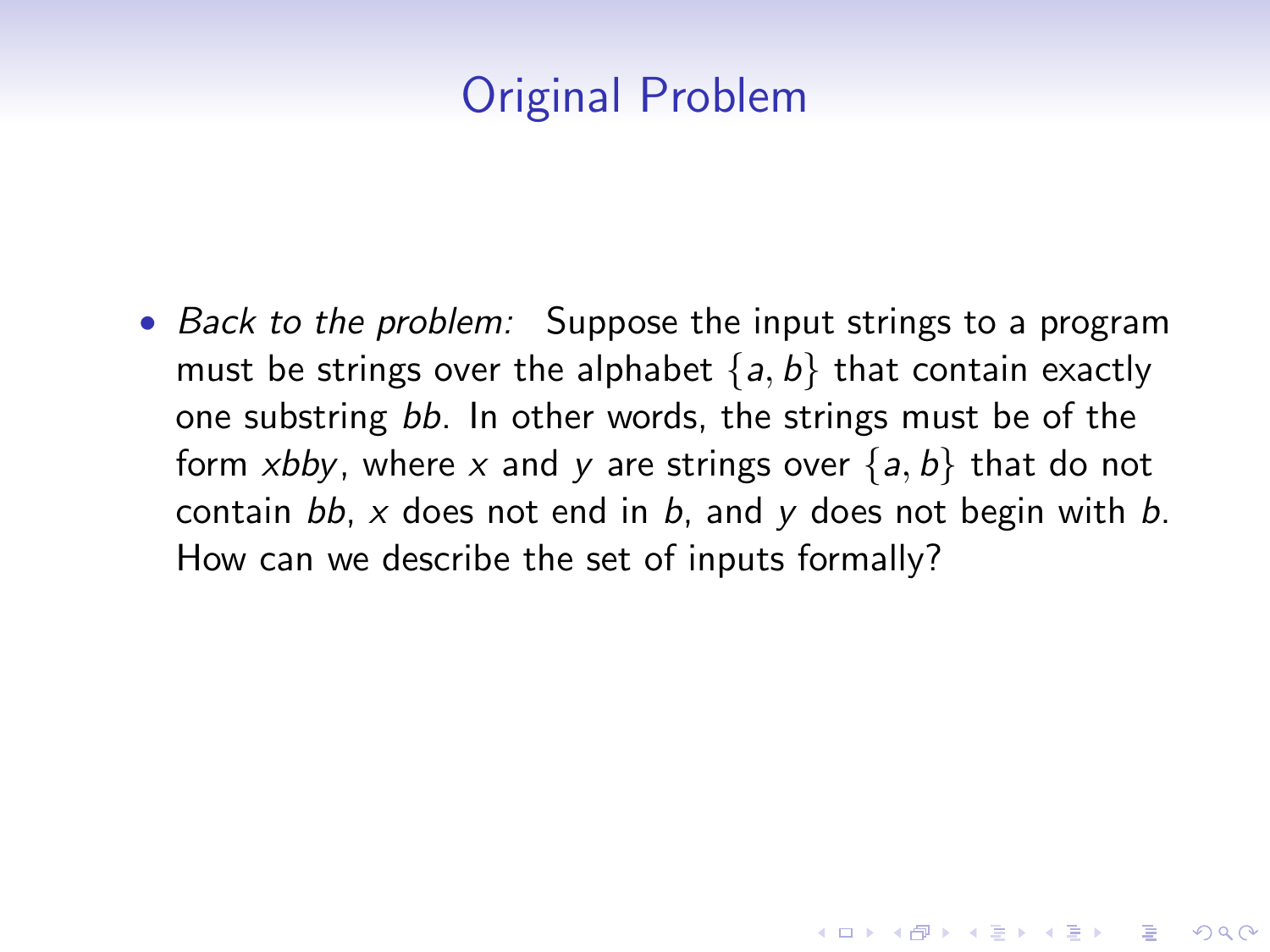# Original Problem

- *Back to the problem:* Suppose the input strings to a program must be strings over the alphabet $\{a, b\}$ that contain exactly one substring $bb$. In other words, the strings must be of the form $xbby$, where $x$ and $y$ are strings over $\{a, b\}$ that do not contain $bb$, $x$ does not end in $b$, and $y$ does not begin with $b$. How can we describe the set of inputs formally?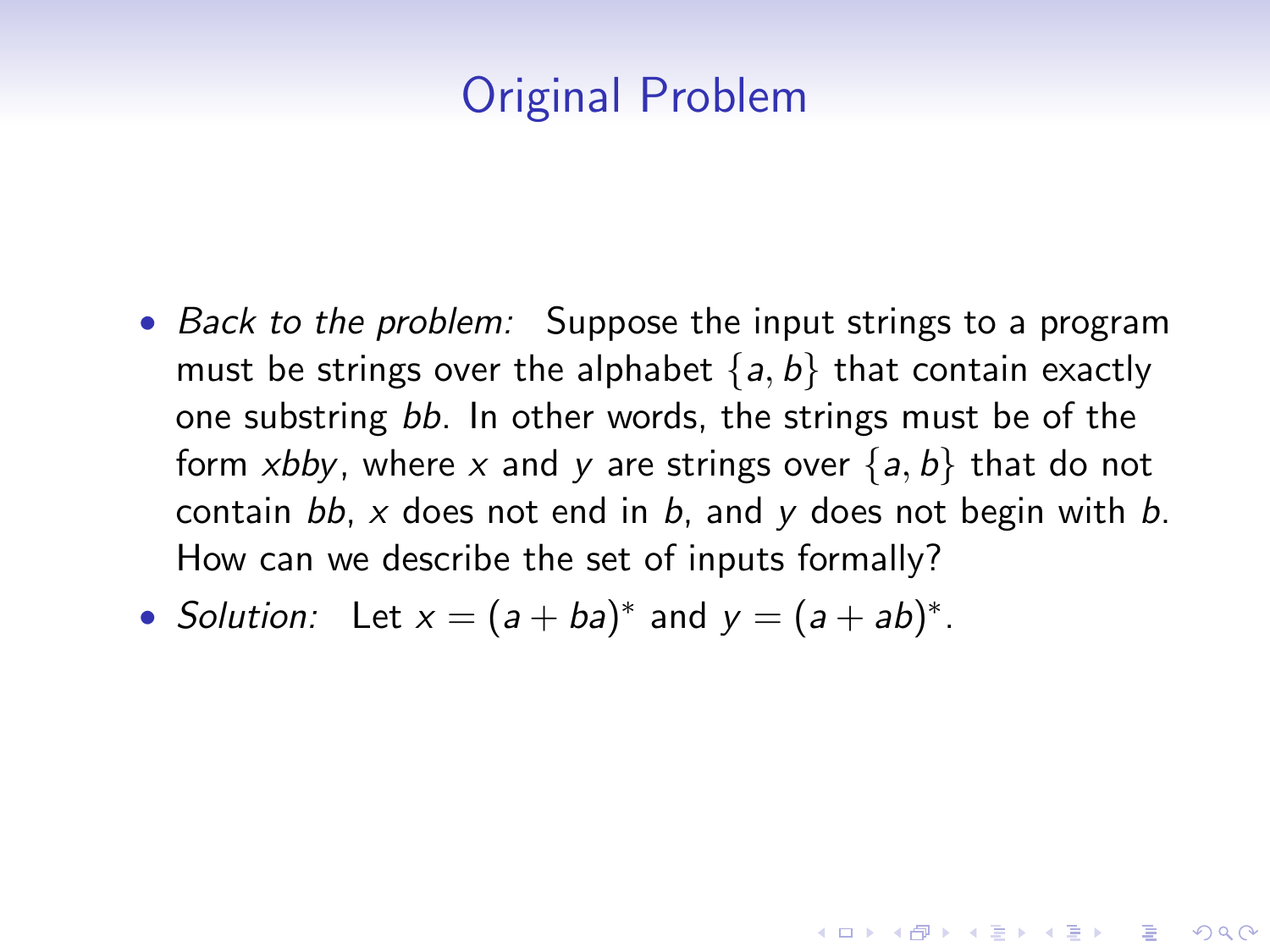## Original Problem

- *Back to the problem:* Suppose the input strings to a program must be strings over the alphabet $\{a, b\}$ that contain exactly one substring $bb$. In other words, the strings must be of the form $xbby$, where $x$ and $y$ are strings over $\{a, b\}$ that do not contain $bb$, $x$ does not end in $b$, and $y$ does not begin with $b$. How can we describe the set of inputs formally?
- *Solution:* Let $x = (a + ba)^*$ and $y = (a + ab)^*$.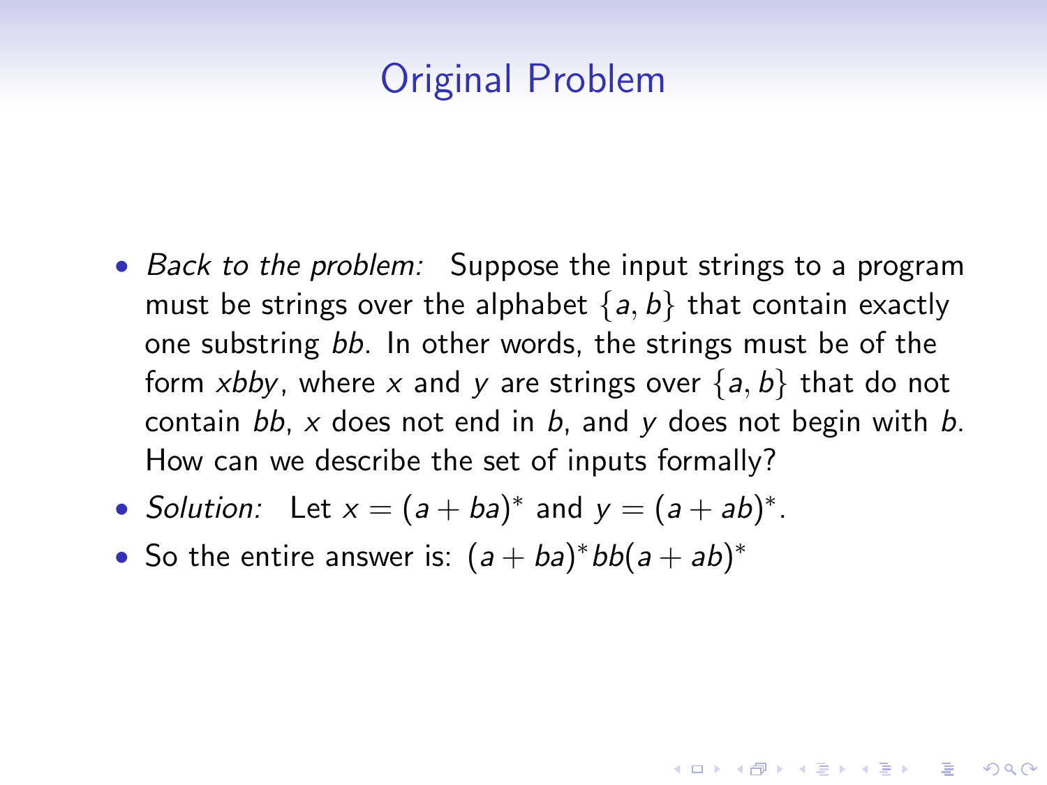# Original Problem

- *Back to the problem:* Suppose the input strings to a program must be strings over the alphabet $\{a, b\}$ that contain exactly one substring $bb$. In other words, the strings must be of the form $xbby$, where $x$ and $y$ are strings over $\{a, b\}$ that do not contain $bb$, $x$ does not end in $b$, and $y$ does not begin with $b$. How can we describe the set of inputs formally?
- *Solution:* Let $x = (a + ba)^*$ and $y = (a + ab)^*$.
- So the entire answer is: $(a + ba)^* bb(a + ab)^*$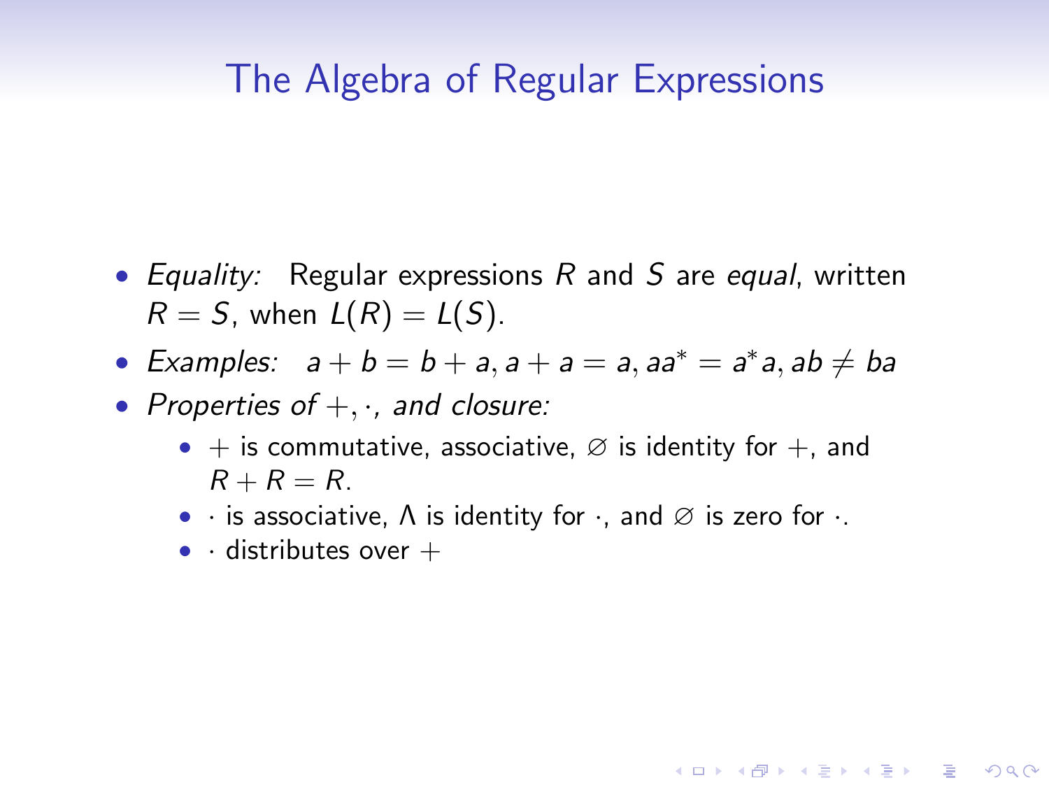# The Algebra of Regular Expressions

- *Equality:* Regular expressions $R$ and $S$ are *equal*, written $R = S$, when $L(R) = L(S)$.
- *Examples:* $a + b = b + a, a + a = a, aa^* = a^*a, ab \neq ba$
- *Properties of $+, \cdot$, and closure:*
  - $+$ is commutative, associative, $\varnothing$ is identity for $+$, and $R + R = R$.
  - $\cdot$ is associative, $\Lambda$ is identity for $\cdot$, and $\varnothing$ is zero for $\cdot$.
  - $\cdot$ distributes over $+$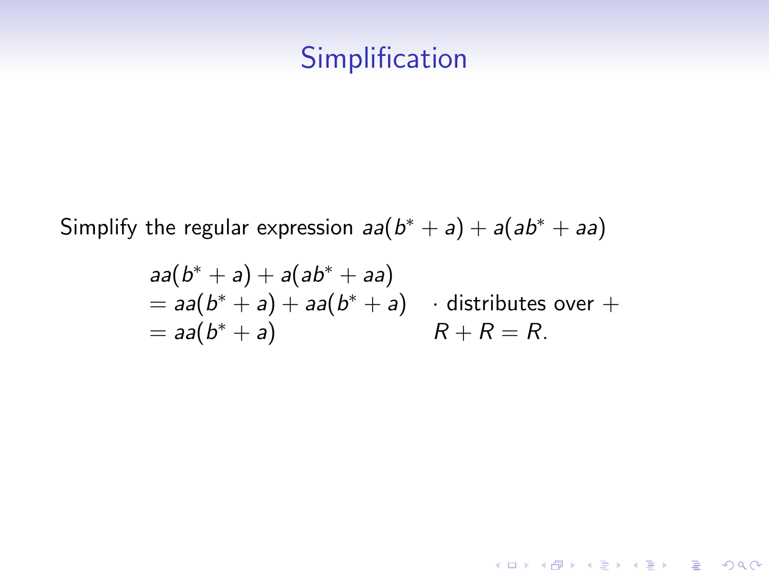# Simplification

Simplify the regular expression $aa(b^* + a) + a(ab^* + aa)$

$$
\begin{aligned}
& aa(b^* + a) + a(ab^* + aa) & \\
&= aa(b^* + a) + aa(b^* + a) & \cdot \text{ distributes over } + \\
&= aa(b^* + a) & R + R = R.
\end{aligned}
$$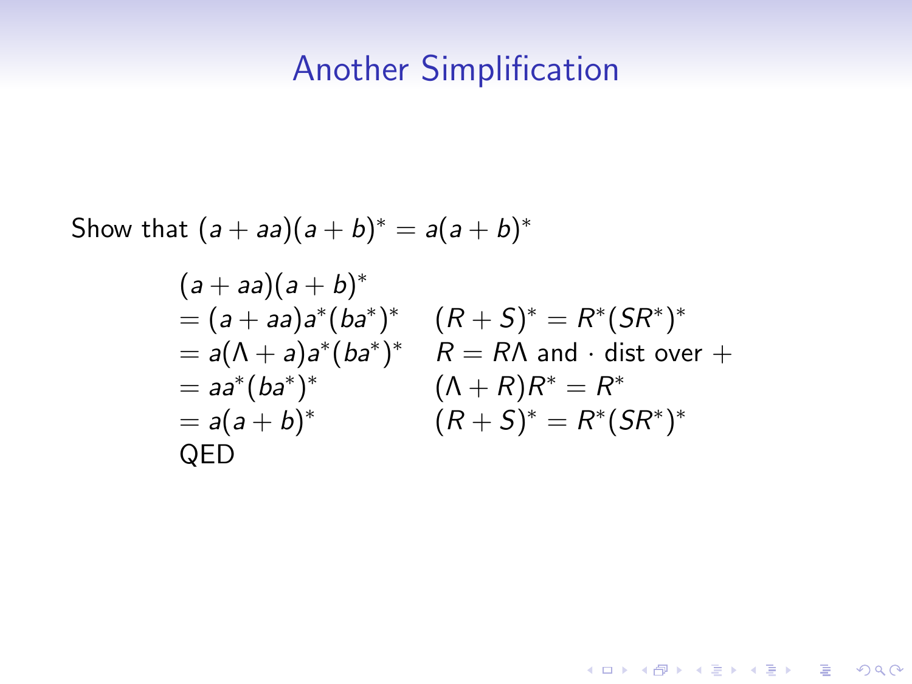# Another Simplification

Show that $(a + aa)(a + b)^* = a(a + b)^*$

$$
\begin{aligned}
& (a + aa)(a + b)^* & \\
&= (a + aa)a^*(ba^*)^* & (R + S)^* = R^*(SR^*)^* \\
&= a(\Lambda + a)a^*(ba^*)^* & R = R\Lambda \text{ and } \cdot \text{ dist over } + \\
&= aa^*(ba^*)^* & (\Lambda + R)R^* = R^* \\
&= a(a + b)^* & (R + S)^* = R^*(SR^*)^*
\end{aligned}
$$

QED